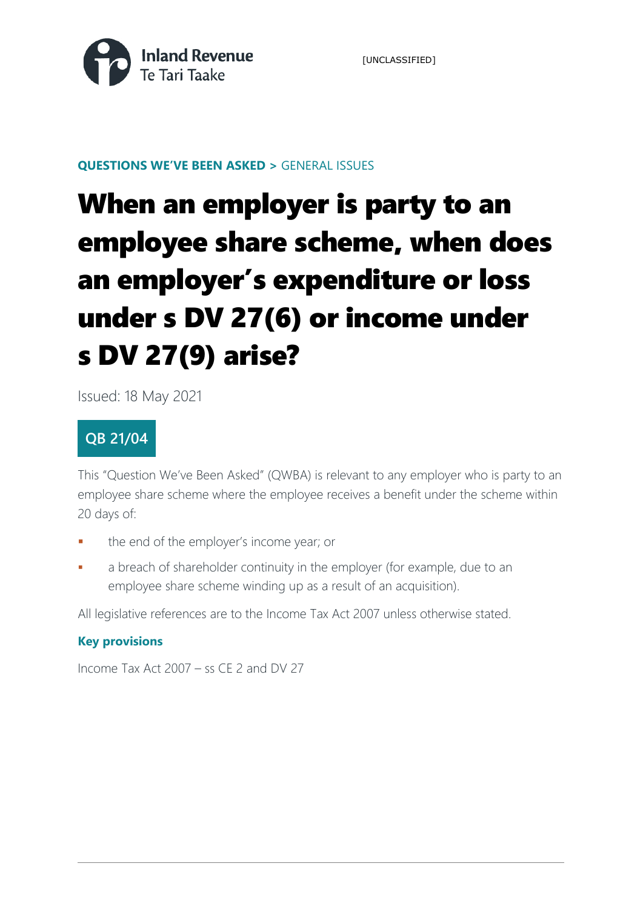Inland Revenue
Te Tari Taake

[UNCLASSIFIED]

**QUESTIONS WE'VE BEEN ASKED >** GENERAL ISSUES

# When an employer is party to an employee share scheme, when does an employer's expenditure or loss under s DV 27(6) or income under s DV 27(9) arise?

Issued: 18 May 2021

**QB 21/04**

This "Question We've Been Asked" (QWBA) is relevant to any employer who is party to an employee share scheme where the employee receives a benefit under the scheme within 20 days of:

- the end of the employer's income year; or
- a breach of shareholder continuity in the employer (for example, due to an employee share scheme winding up as a result of an acquisition).

All legislative references are to the Income Tax Act 2007 unless otherwise stated.

### Key provisions

Income Tax Act 2007 – ss CE 2 and DV 27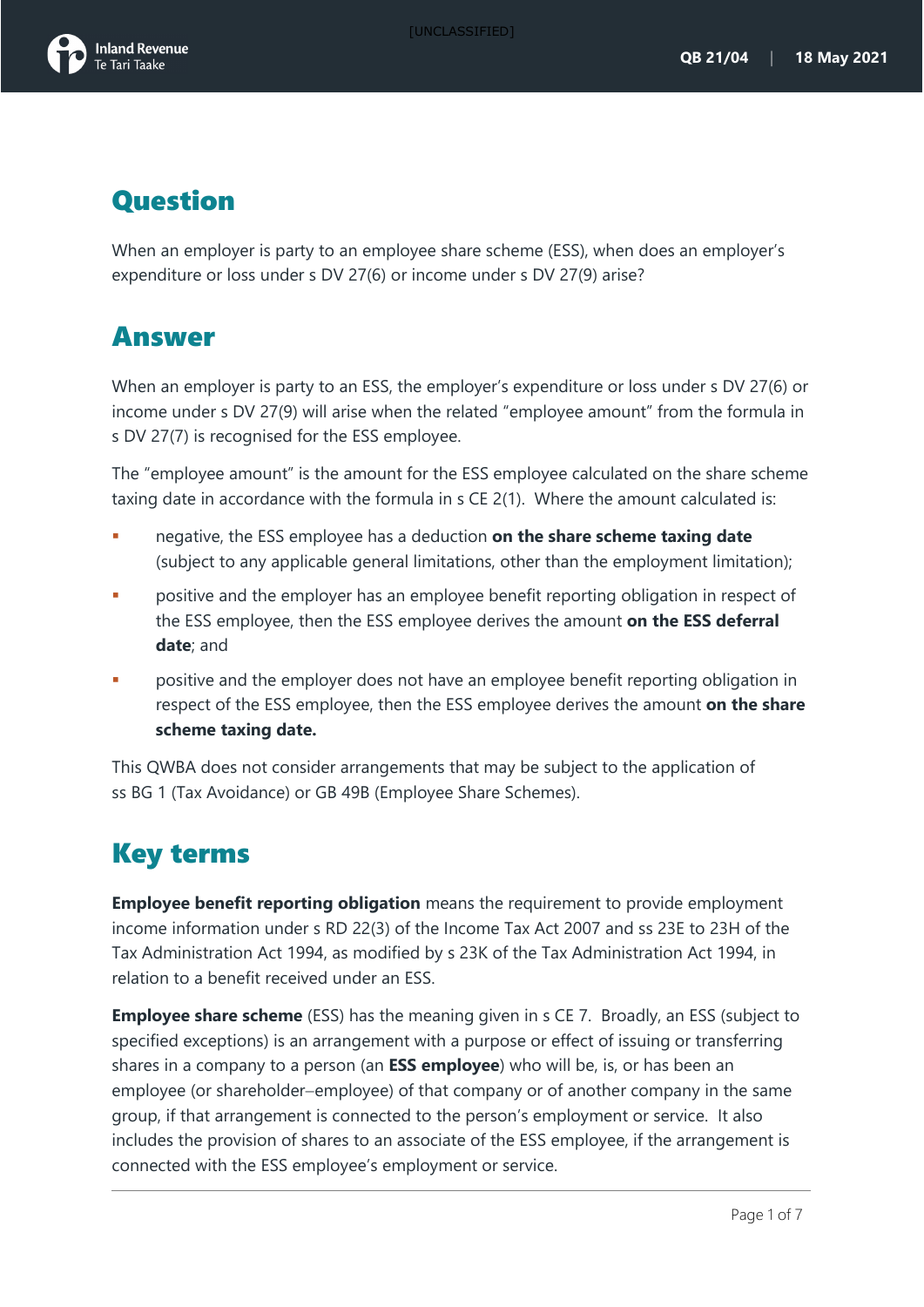# Question

When an employer is party to an employee share scheme (ESS), when does an employer's expenditure or loss under s DV 27(6) or income under s DV 27(9) arise?

# Answer

When an employer is party to an ESS, the employer's expenditure or loss under s DV 27(6) or income under s DV 27(9) will arise when the related "employee amount" from the formula in s DV 27(7) is recognised for the ESS employee.

The "employee amount" is the amount for the ESS employee calculated on the share scheme taxing date in accordance with the formula in s CE 2(1). Where the amount calculated is:

- negative, the ESS employee has a deduction **on the share scheme taxing date** (subject to any applicable general limitations, other than the employment limitation);
- positive and the employer has an employee benefit reporting obligation in respect of the ESS employee, then the ESS employee derives the amount **on the ESS deferral date**; and
- positive and the employer does not have an employee benefit reporting obligation in respect of the ESS employee, then the ESS employee derives the amount **on the share scheme taxing date.**

This QWBA does not consider arrangements that may be subject to the application of ss BG 1 (Tax Avoidance) or GB 49B (Employee Share Schemes).

# Key terms

**Employee benefit reporting obligation** means the requirement to provide employment income information under s RD 22(3) of the Income Tax Act 2007 and ss 23E to 23H of the Tax Administration Act 1994, as modified by s 23K of the Tax Administration Act 1994, in relation to a benefit received under an ESS.

**Employee share scheme** (ESS) has the meaning given in s CE 7. Broadly, an ESS (subject to specified exceptions) is an arrangement with a purpose or effect of issuing or transferring shares in a company to a person (an **ESS employee**) who will be, is, or has been an employee (or shareholder–employee) of that company or of another company in the same group, if that arrangement is connected to the person's employment or service. It also includes the provision of shares to an associate of the ESS employee, if the arrangement is connected with the ESS employee's employment or service.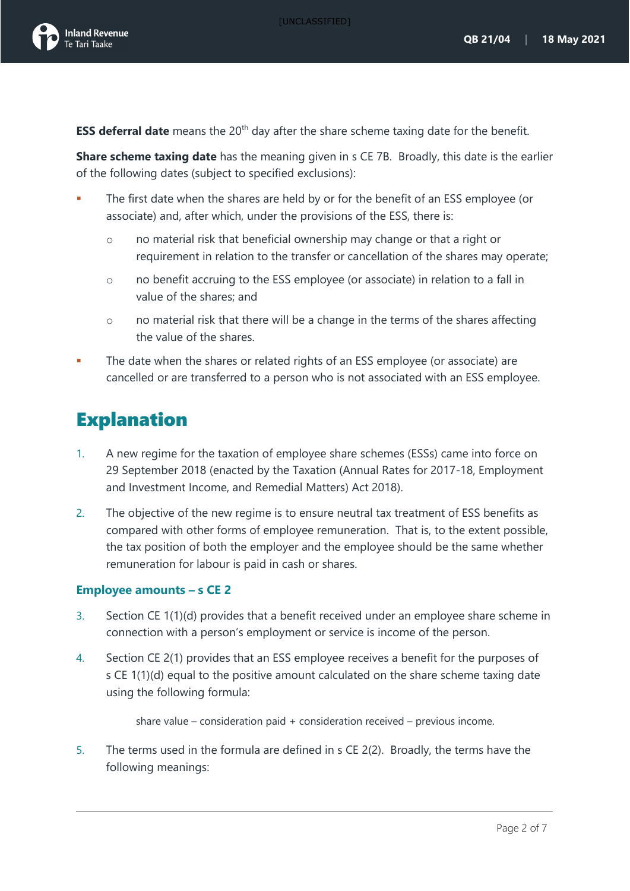**ESS deferral date** means the 20th day after the share scheme taxing date for the benefit.

**Share scheme taxing date** has the meaning given in s CE 7B. Broadly, this date is the earlier of the following dates (subject to specified exclusions):

- The first date when the shares are held by or for the benefit of an ESS employee (or associate) and, after which, under the provisions of the ESS, there is:
  - no material risk that beneficial ownership may change or that a right or requirement in relation to the transfer or cancellation of the shares may operate;
  - no benefit accruing to the ESS employee (or associate) in relation to a fall in value of the shares; and
  - no material risk that there will be a change in the terms of the shares affecting the value of the shares.
- The date when the shares or related rights of an ESS employee (or associate) are cancelled or are transferred to a person who is not associated with an ESS employee.

# Explanation

1. A new regime for the taxation of employee share schemes (ESSs) came into force on 29 September 2018 (enacted by the Taxation (Annual Rates for 2017-18, Employment and Investment Income, and Remedial Matters) Act 2018).

2. The objective of the new regime is to ensure neutral tax treatment of ESS benefits as compared with other forms of employee remuneration. That is, to the extent possible, the tax position of both the employer and the employee should be the same whether remuneration for labour is paid in cash or shares.

## Employee amounts – s CE 2

3. Section CE 1(1)(d) provides that a benefit received under an employee share scheme in connection with a person's employment or service is income of the person.

4. Section CE 2(1) provides that an ESS employee receives a benefit for the purposes of s CE 1(1)(d) equal to the positive amount calculated on the share scheme taxing date using the following formula:

   share value – consideration paid + consideration received – previous income.

5. The terms used in the formula are defined in s CE 2(2). Broadly, the terms have the following meanings: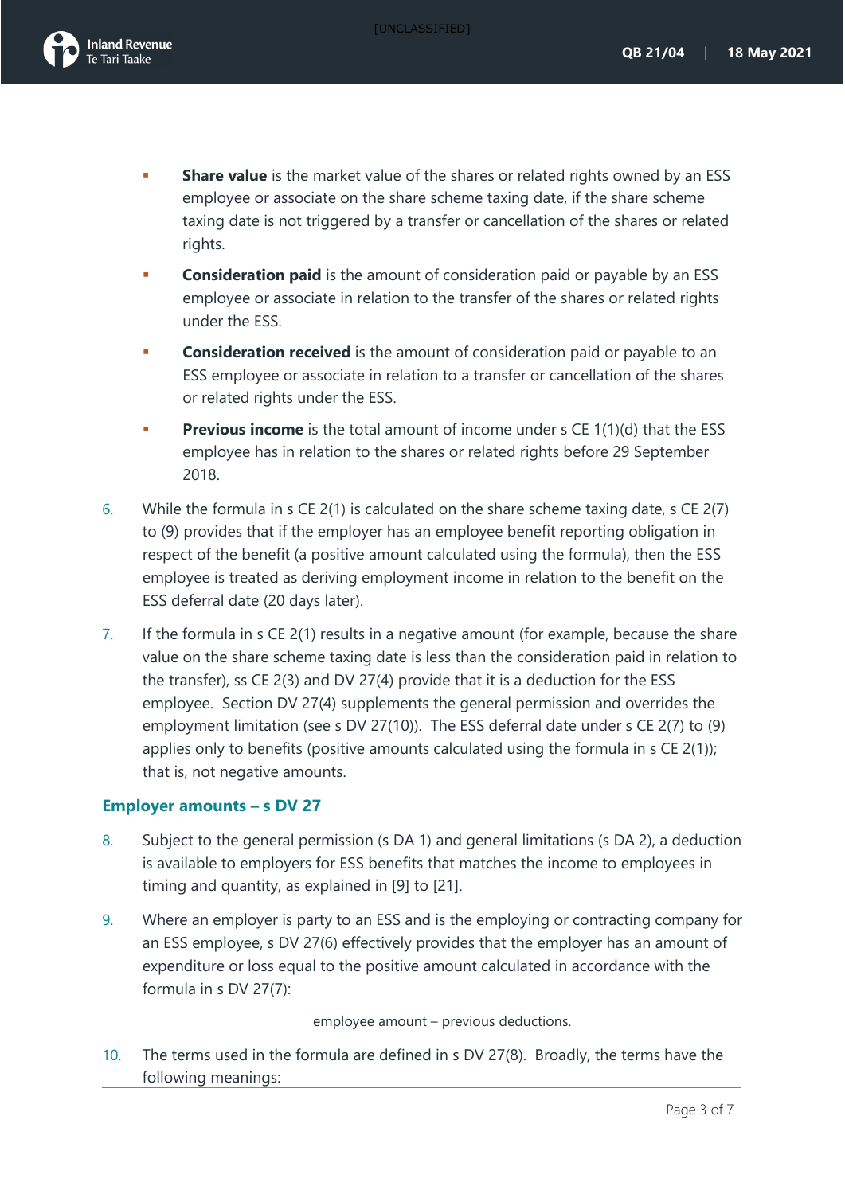- **Share value** is the market value of the shares or related rights owned by an ESS employee or associate on the share scheme taxing date, if the share scheme taxing date is not triggered by a transfer or cancellation of the shares or related rights.
- **Consideration paid** is the amount of consideration paid or payable by an ESS employee or associate in relation to the transfer of the shares or related rights under the ESS.
- **Consideration received** is the amount of consideration paid or payable to an ESS employee or associate in relation to a transfer or cancellation of the shares or related rights under the ESS.
- **Previous income** is the total amount of income under s CE 1(1)(d) that the ESS employee has in relation to the shares or related rights before 29 September 2018.

6. While the formula in s CE 2(1) is calculated on the share scheme taxing date, s CE 2(7) to (9) provides that if the employer has an employee benefit reporting obligation in respect of the benefit (a positive amount calculated using the formula), then the ESS employee is treated as deriving employment income in relation to the benefit on the ESS deferral date (20 days later).

7. If the formula in s CE 2(1) results in a negative amount (for example, because the share value on the share scheme taxing date is less than the consideration paid in relation to the transfer), ss CE 2(3) and DV 27(4) provide that it is a deduction for the ESS employee. Section DV 27(4) supplements the general permission and overrides the employment limitation (see s DV 27(10)). The ESS deferral date under s CE 2(7) to (9) applies only to benefits (positive amounts calculated using the formula in s CE 2(1)); that is, not negative amounts.

## Employer amounts – s DV 27

8. Subject to the general permission (s DA 1) and general limitations (s DA 2), a deduction is available to employers for ESS benefits that matches the income to employees in timing and quantity, as explained in [9] to [21].

9. Where an employer is party to an ESS and is the employing or contracting company for an ESS employee, s DV 27(6) effectively provides that the employer has an amount of expenditure or loss equal to the positive amount calculated in accordance with the formula in s DV 27(7):

   employee amount – previous deductions.

10. The terms used in the formula are defined in s DV 27(8). Broadly, the terms have the following meanings: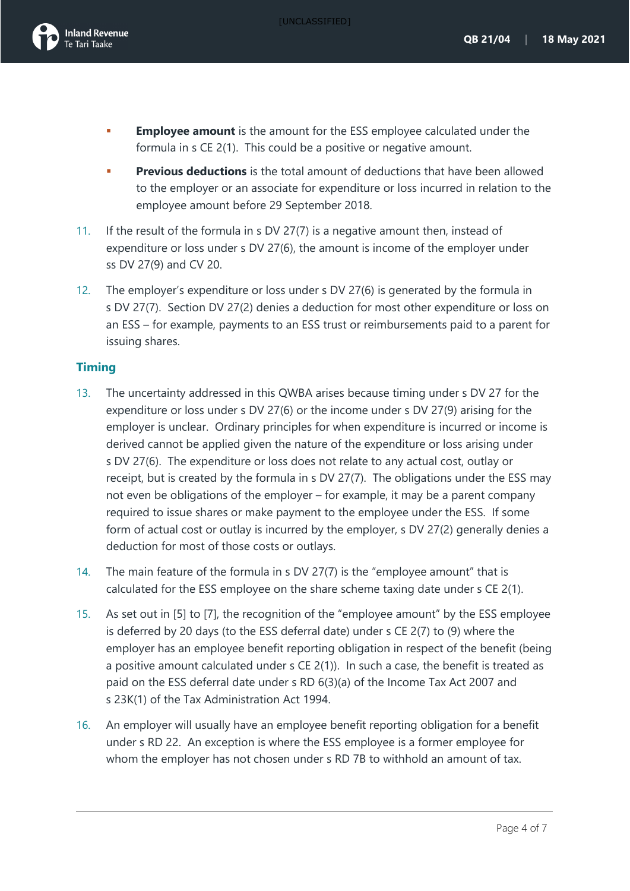- **Employee amount** is the amount for the ESS employee calculated under the formula in s CE 2(1). This could be a positive or negative amount.
- **Previous deductions** is the total amount of deductions that have been allowed to the employer or an associate for expenditure or loss incurred in relation to the employee amount before 29 September 2018.

11. If the result of the formula in s DV 27(7) is a negative amount then, instead of expenditure or loss under s DV 27(6), the amount is income of the employer under ss DV 27(9) and CV 20.

12. The employer's expenditure or loss under s DV 27(6) is generated by the formula in s DV 27(7). Section DV 27(2) denies a deduction for most other expenditure or loss on an ESS – for example, payments to an ESS trust or reimbursements paid to a parent for issuing shares.

## Timing

13. The uncertainty addressed in this QWBA arises because timing under s DV 27 for the expenditure or loss under s DV 27(6) or the income under s DV 27(9) arising for the employer is unclear. Ordinary principles for when expenditure is incurred or income is derived cannot be applied given the nature of the expenditure or loss arising under s DV 27(6). The expenditure or loss does not relate to any actual cost, outlay or receipt, but is created by the formula in s DV 27(7). The obligations under the ESS may not even be obligations of the employer – for example, it may be a parent company required to issue shares or make payment to the employee under the ESS. If some form of actual cost or outlay is incurred by the employer, s DV 27(2) generally denies a deduction for most of those costs or outlays.

14. The main feature of the formula in s DV 27(7) is the "employee amount" that is calculated for the ESS employee on the share scheme taxing date under s CE 2(1).

15. As set out in [5] to [7], the recognition of the "employee amount" by the ESS employee is deferred by 20 days (to the ESS deferral date) under s CE 2(7) to (9) where the employer has an employee benefit reporting obligation in respect of the benefit (being a positive amount calculated under s CE 2(1)). In such a case, the benefit is treated as paid on the ESS deferral date under s RD 6(3)(a) of the Income Tax Act 2007 and s 23K(1) of the Tax Administration Act 1994.

16. An employer will usually have an employee benefit reporting obligation for a benefit under s RD 22. An exception is where the ESS employee is a former employee for whom the employer has not chosen under s RD 7B to withhold an amount of tax.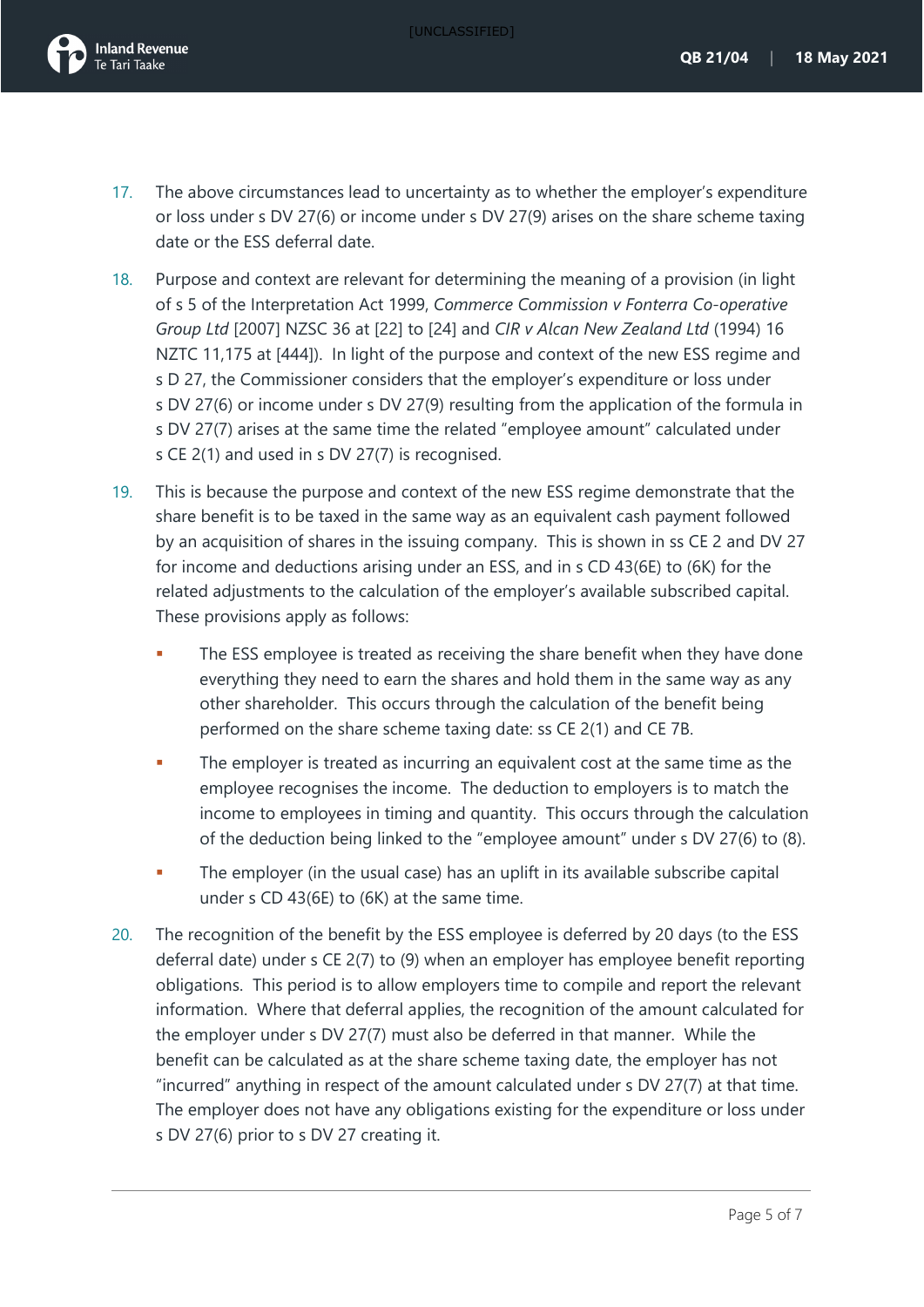17. The above circumstances lead to uncertainty as to whether the employer's expenditure or loss under s DV 27(6) or income under s DV 27(9) arises on the share scheme taxing date or the ESS deferral date.

18. Purpose and context are relevant for determining the meaning of a provision (in light of s 5 of the Interpretation Act 1999, *Commerce Commission v Fonterra Co-operative Group Ltd* [2007] NZSC 36 at [22] to [24] and *CIR v Alcan New Zealand Ltd* (1994) 16 NZTC 11,175 at [444]). In light of the purpose and context of the new ESS regime and s D 27, the Commissioner considers that the employer's expenditure or loss under s DV 27(6) or income under s DV 27(9) resulting from the application of the formula in s DV 27(7) arises at the same time the related "employee amount" calculated under s CE 2(1) and used in s DV 27(7) is recognised.

19. This is because the purpose and context of the new ESS regime demonstrate that the share benefit is to be taxed in the same way as an equivalent cash payment followed by an acquisition of shares in the issuing company. This is shown in ss CE 2 and DV 27 for income and deductions arising under an ESS, and in s CD 43(6E) to (6K) for the related adjustments to the calculation of the employer's available subscribed capital. These provisions apply as follows:

    - The ESS employee is treated as receiving the share benefit when they have done everything they need to earn the shares and hold them in the same way as any other shareholder. This occurs through the calculation of the benefit being performed on the share scheme taxing date: ss CE 2(1) and CE 7B.
    - The employer is treated as incurring an equivalent cost at the same time as the employee recognises the income. The deduction to employers is to match the income to employees in timing and quantity. This occurs through the calculation of the deduction being linked to the "employee amount" under s DV 27(6) to (8).
    - The employer (in the usual case) has an uplift in its available subscribe capital under s CD 43(6E) to (6K) at the same time.

20. The recognition of the benefit by the ESS employee is deferred by 20 days (to the ESS deferral date) under s CE 2(7) to (9) when an employer has employee benefit reporting obligations. This period is to allow employers time to compile and report the relevant information. Where that deferral applies, the recognition of the amount calculated for the employer under s DV 27(7) must also be deferred in that manner. While the benefit can be calculated as at the share scheme taxing date, the employer has not "incurred" anything in respect of the amount calculated under s DV 27(7) at that time. The employer does not have any obligations existing for the expenditure or loss under s DV 27(6) prior to s DV 27 creating it.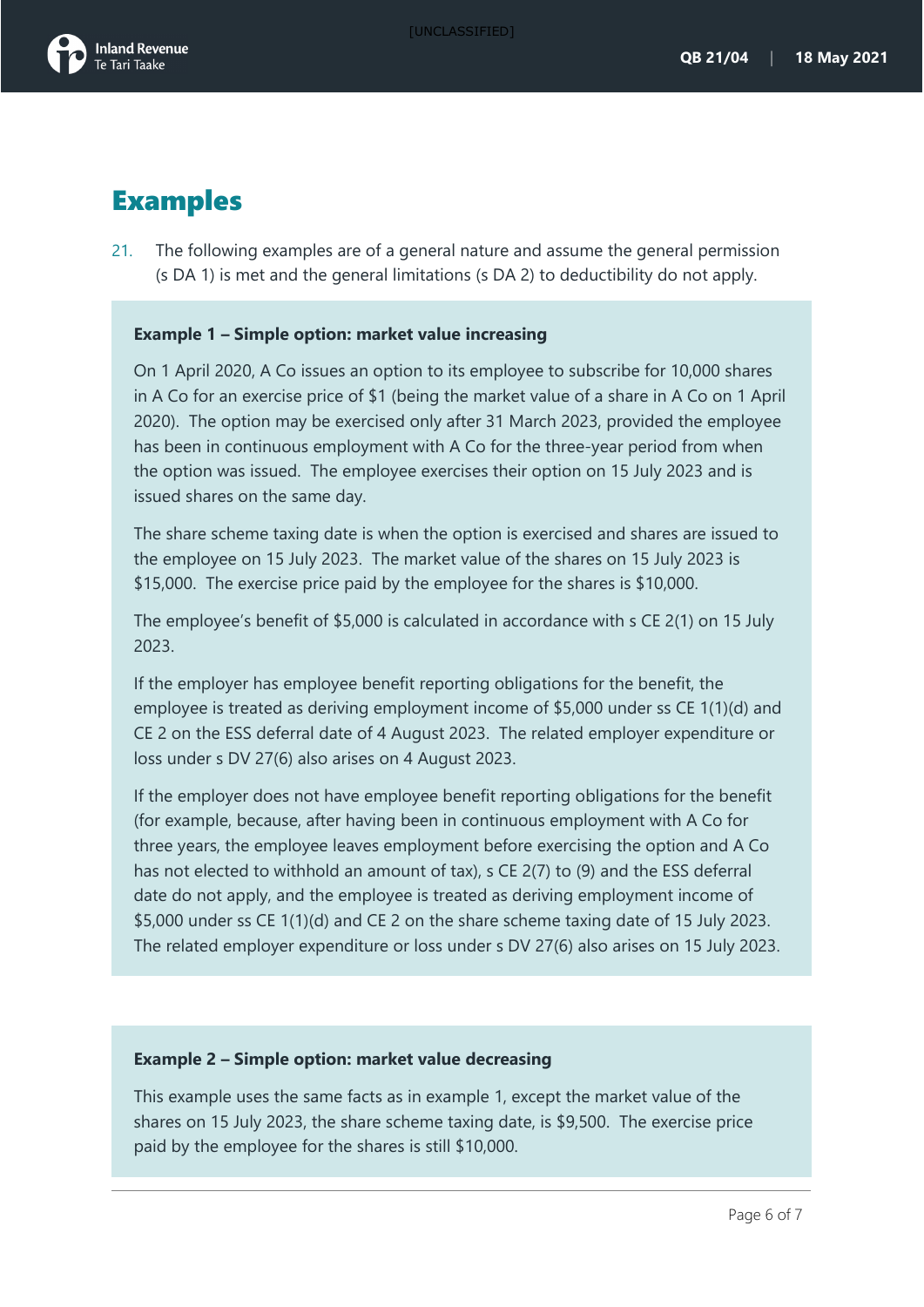# Examples

21. The following examples are of a general nature and assume the general permission (s DA 1) is met and the general limitations (s DA 2) to deductibility do not apply.

**Example 1 – Simple option: market value increasing**

On 1 April 2020, A Co issues an option to its employee to subscribe for 10,000 shares in A Co for an exercise price of $1 (being the market value of a share in A Co on 1 April 2020). The option may be exercised only after 31 March 2023, provided the employee has been in continuous employment with A Co for the three-year period from when the option was issued. The employee exercises their option on 15 July 2023 and is issued shares on the same day.

The share scheme taxing date is when the option is exercised and shares are issued to the employee on 15 July 2023. The market value of the shares on 15 July 2023 is $15,000. The exercise price paid by the employee for the shares is $10,000.

The employee's benefit of $5,000 is calculated in accordance with s CE 2(1) on 15 July 2023.

If the employer has employee benefit reporting obligations for the benefit, the employee is treated as deriving employment income of $5,000 under ss CE 1(1)(d) and CE 2 on the ESS deferral date of 4 August 2023. The related employer expenditure or loss under s DV 27(6) also arises on 4 August 2023.

If the employer does not have employee benefit reporting obligations for the benefit (for example, because, after having been in continuous employment with A Co for three years, the employee leaves employment before exercising the option and A Co has not elected to withhold an amount of tax), s CE 2(7) to (9) and the ESS deferral date do not apply, and the employee is treated as deriving employment income of $5,000 under ss CE 1(1)(d) and CE 2 on the share scheme taxing date of 15 July 2023. The related employer expenditure or loss under s DV 27(6) also arises on 15 July 2023.

**Example 2 – Simple option: market value decreasing**

This example uses the same facts as in example 1, except the market value of the shares on 15 July 2023, the share scheme taxing date, is $9,500. The exercise price paid by the employee for the shares is still $10,000.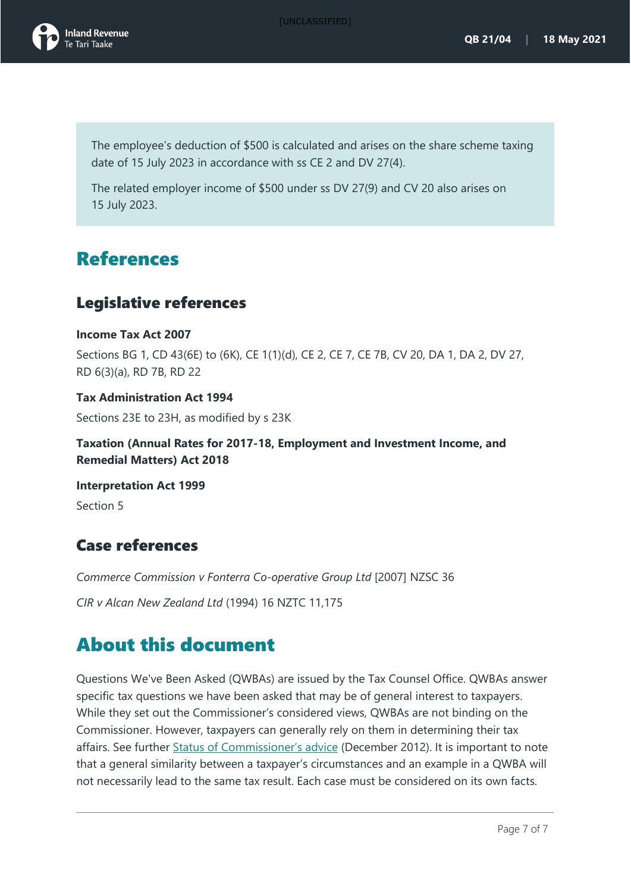The employee's deduction of $500 is calculated and arises on the share scheme taxing date of 15 July 2023 in accordance with ss CE 2 and DV 27(4).

The related employer income of $500 under ss DV 27(9) and CV 20 also arises on 15 July 2023.

# References

## Legislative references

**Income Tax Act 2007**

Sections BG 1, CD 43(6E) to (6K), CE 1(1)(d), CE 2, CE 7, CE 7B, CV 20, DA 1, DA 2, DV 27, RD 6(3)(a), RD 7B, RD 22

**Tax Administration Act 1994**

Sections 23E to 23H, as modified by s 23K

**Taxation (Annual Rates for 2017-18, Employment and Investment Income, and Remedial Matters) Act 2018**

**Interpretation Act 1999**

Section 5

## Case references

*Commerce Commission v Fonterra Co-operative Group Ltd* [2007] NZSC 36

*CIR v Alcan New Zealand Ltd* (1994) 16 NZTC 11,175

# About this document

Questions We've Been Asked (QWBAs) are issued by the Tax Counsel Office. QWBAs answer specific tax questions we have been asked that may be of general interest to taxpayers. While they set out the Commissioner's considered views, QWBAs are not binding on the Commissioner. However, taxpayers can generally rely on them in determining their tax affairs. See further Status of Commissioner's advice (December 2012). It is important to note that a general similarity between a taxpayer's circumstances and an example in a QWBA will not necessarily lead to the same tax result. Each case must be considered on its own facts.